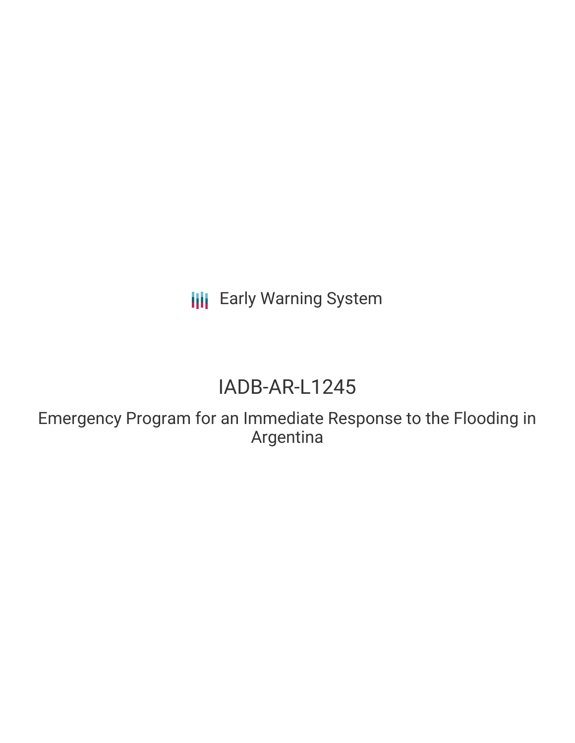Early Warning System

# IADB-AR-L1245

## Emergency Program for an Immediate Response to the Flooding in Argentina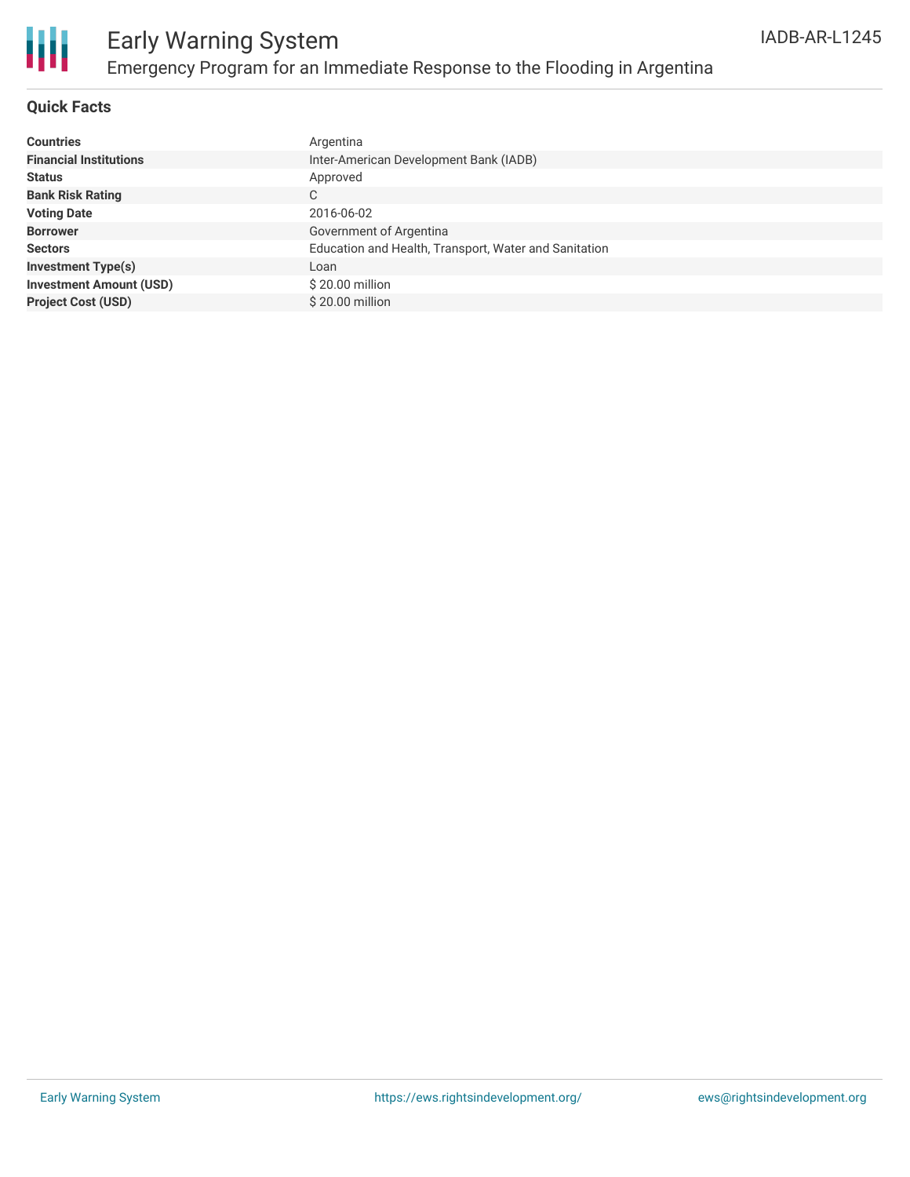# Early Warning System

## Emergency Program for an Immediate Response to the Flooding in Argentina

IADB-AR-L1245

### Quick Facts

| | |
|---|---|
| **Countries** | Argentina |
| **Financial Institutions** | Inter-American Development Bank (IADB) |
| **Status** | Approved |
| **Bank Risk Rating** | C |
| **Voting Date** | 2016-06-02 |
| **Borrower** | Government of Argentina |
| **Sectors** | Education and Health, Transport, Water and Sanitation |
| **Investment Type(s)** | Loan |
| **Investment Amount (USD)** | $ 20.00 million |
| **Project Cost (USD)** | $ 20.00 million |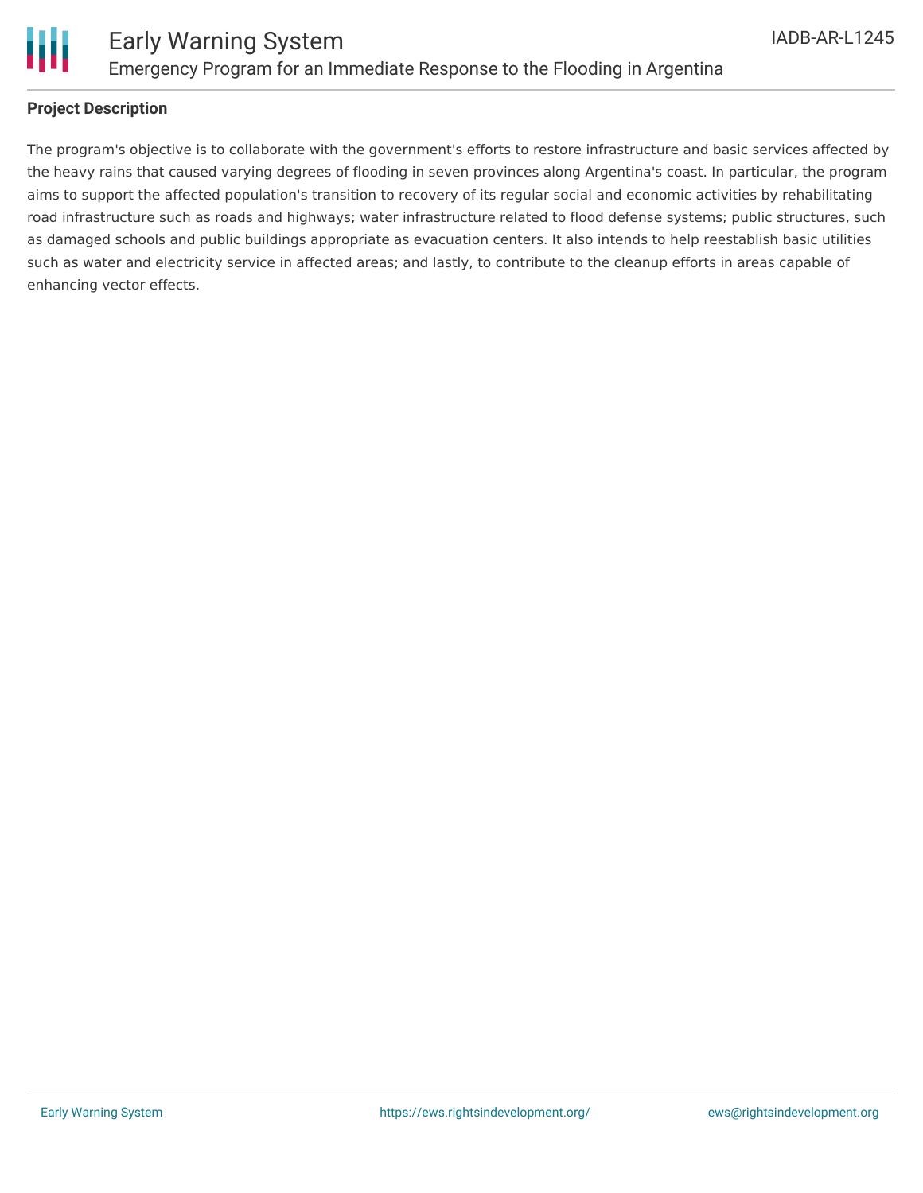## Project Description

The program's objective is to collaborate with the government's efforts to restore infrastructure and basic services affected by the heavy rains that caused varying degrees of flooding in seven provinces along Argentina's coast. In particular, the program aims to support the affected population's transition to recovery of its regular social and economic activities by rehabilitating road infrastructure such as roads and highways; water infrastructure related to flood defense systems; public structures, such as damaged schools and public buildings appropriate as evacuation centers. It also intends to help reestablish basic utilities such as water and electricity service in affected areas; and lastly, to contribute to the cleanup efforts in areas capable of enhancing vector effects.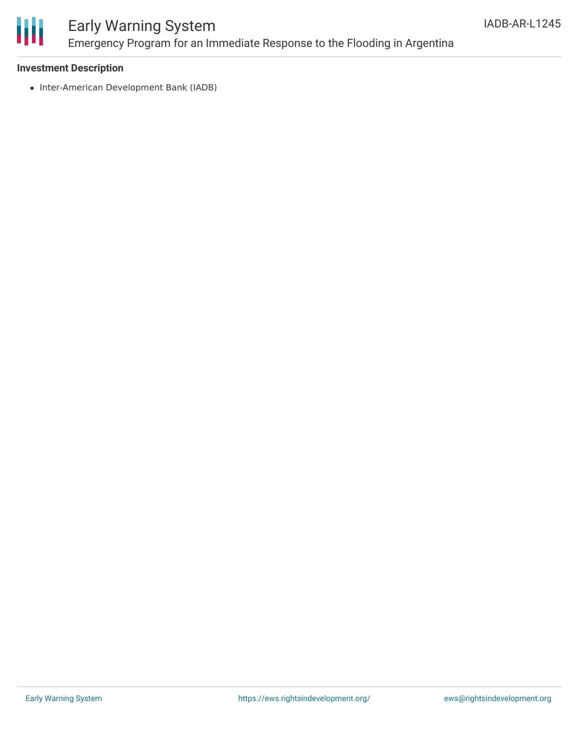**Investment Description**

- Inter-American Development Bank (IADB)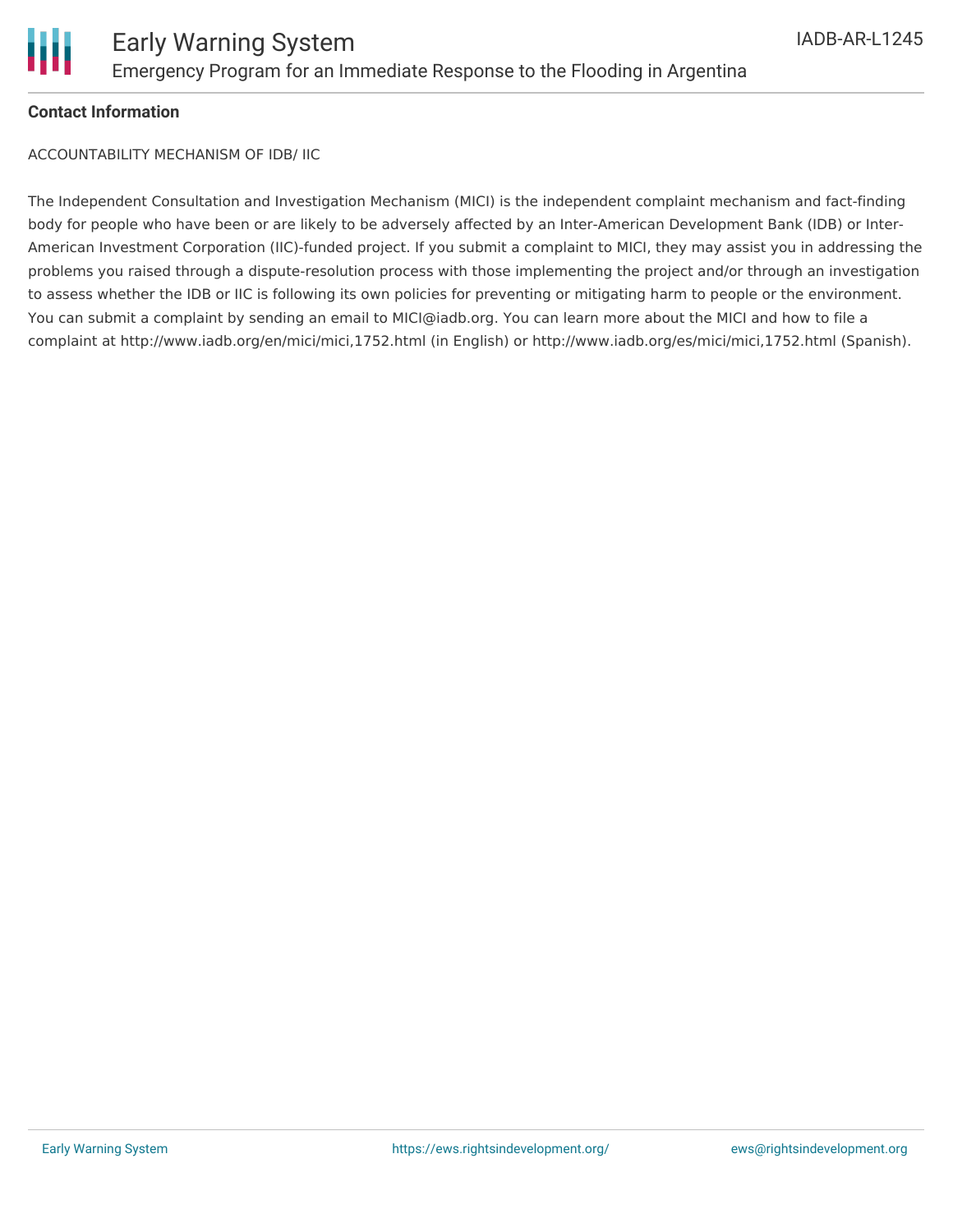**Contact Information**

ACCOUNTABILITY MECHANISM OF IDB/ IIC

The Independent Consultation and Investigation Mechanism (MICI) is the independent complaint mechanism and fact-finding body for people who have been or are likely to be adversely affected by an Inter-American Development Bank (IDB) or Inter-American Investment Corporation (IIC)-funded project. If you submit a complaint to MICI, they may assist you in addressing the problems you raised through a dispute-resolution process with those implementing the project and/or through an investigation to assess whether the IDB or IIC is following its own policies for preventing or mitigating harm to people or the environment. You can submit a complaint by sending an email to MICI@iadb.org. You can learn more about the MICI and how to file a complaint at http://www.iadb.org/en/mici/mici,1752.html (in English) or http://www.iadb.org/es/mici/mici,1752.html (Spanish).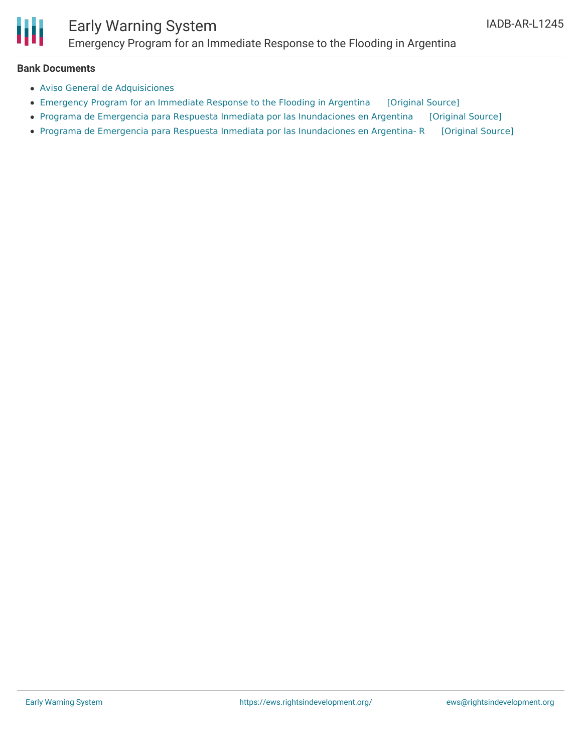**Bank Documents**

- Aviso General de Adquisiciones
- Emergency Program for an Immediate Response to the Flooding in Argentina [Original Source]
- Programa de Emergencia para Respuesta Inmediata por las Inundaciones en Argentina [Original Source]
- Programa de Emergencia para Respuesta Inmediata por las Inundaciones en Argentina- R [Original Source]